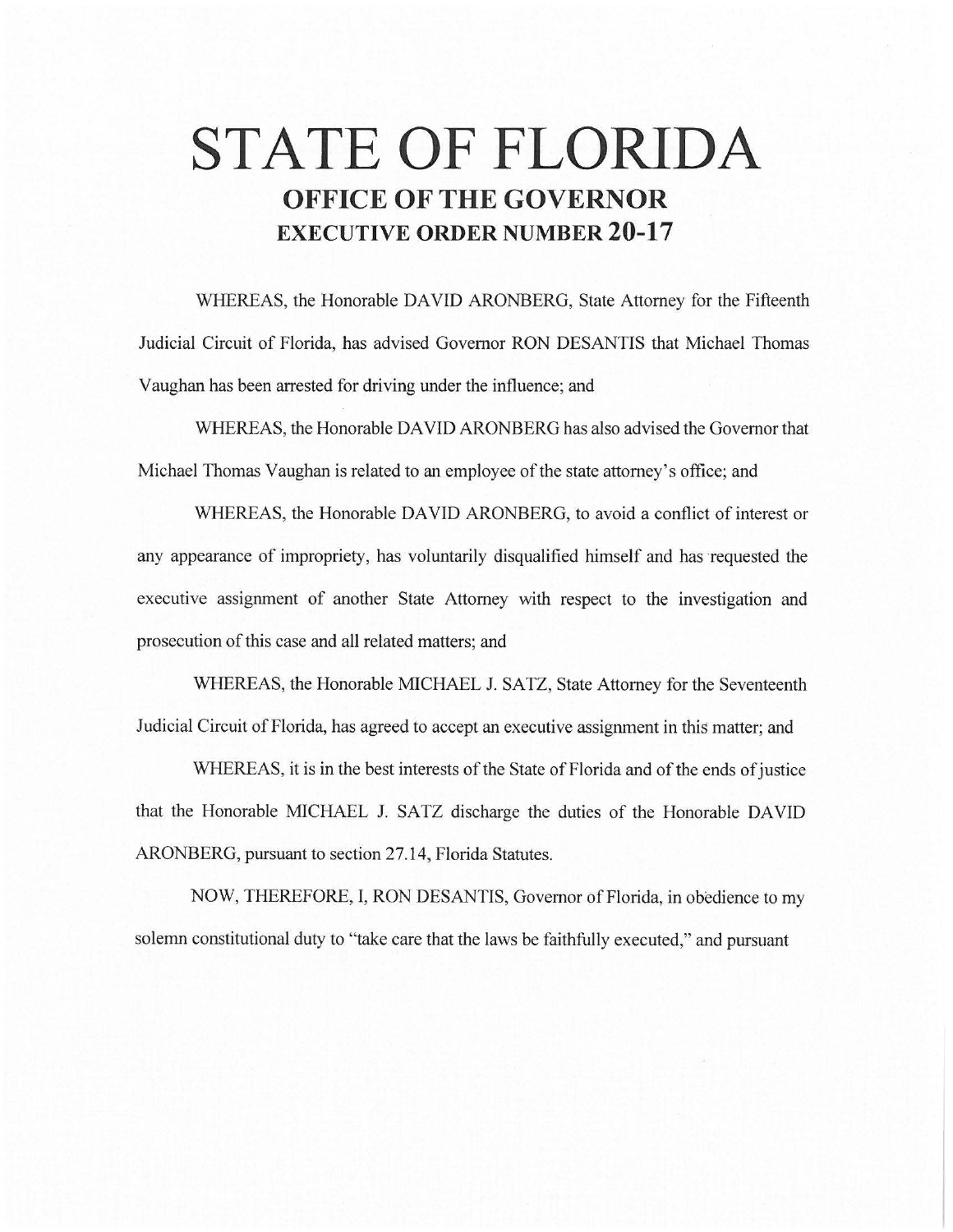# STATE OF FLORIDA

## OFFICE OF THE GOVERNOR

## EXECUTIVE ORDER NUMBER 20-17

WHEREAS, the Honorable DAVID ARONBERG, State Attorney for the Fifteenth Judicial Circuit of Florida, has advised Governor RON DESANTIS that Michael Thomas Vaughan has been arrested for driving under the influence; and

WHEREAS, the Honorable DAVID ARONBERG has also advised the Governor that Michael Thomas Vaughan is related to an employee of the state attorney's office; and

WHEREAS, the Honorable DAVID ARONBERG, to avoid a conflict of interest or any appearance of impropriety, has voluntarily disqualified himself and has requested the executive assignment of another State Attorney with respect to the investigation and prosecution of this case and all related matters; and

WHEREAS, the Honorable MICHAEL J. SATZ, State Attorney for the Seventeenth Judicial Circuit of Florida, has agreed to accept an executive assignment in this matter; and

WHEREAS, it is in the best interests of the State of Florida and of the ends of justice that the Honorable MICHAEL J. SATZ discharge the duties of the Honorable DAVID ARONBERG, pursuant to section 27.14, Florida Statutes.

NOW, THEREFORE, I, RON DESANTIS, Governor of Florida, in obedience to my solemn constitutional duty to "take care that the laws be faithfully executed," and pursuant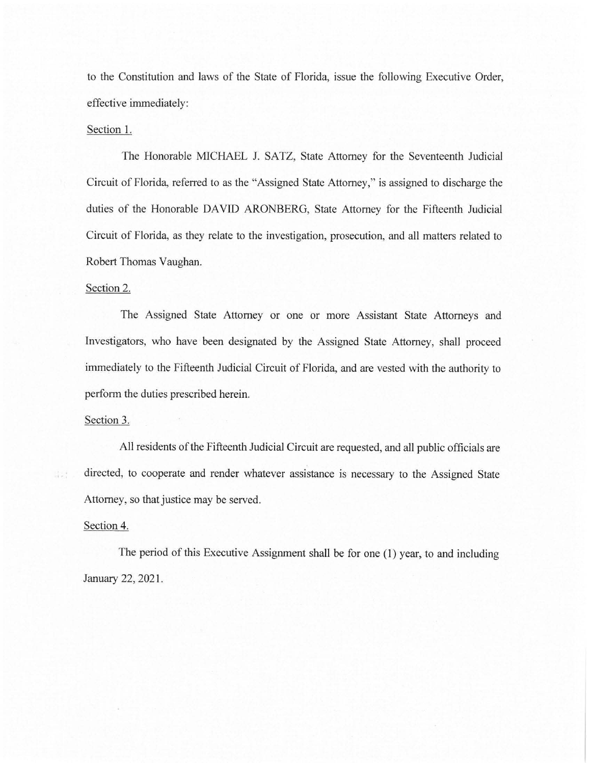to the Constitution and laws of the State of Florida, issue the following Executive Order, effective immediately:

Section 1.

The Honorable MICHAEL J. SATZ, State Attorney for the Seventeenth Judicial Circuit of Florida, referred to as the "Assigned State Attorney," is assigned to discharge the duties of the Honorable DAVID ARONBERG, State Attorney for the Fifteenth Judicial Circuit of Florida, as they relate to the investigation, prosecution, and all matters related to Robert Thomas Vaughan.

Section 2.

The Assigned State Attorney or one or more Assistant State Attorneys and Investigators, who have been designated by the Assigned State Attorney, shall proceed immediately to the Fifteenth Judicial Circuit of Florida, and are vested with the authority to perform the duties prescribed herein.

Section 3.

All residents of the Fifteenth Judicial Circuit are requested, and all public officials are directed, to cooperate and render whatever assistance is necessary to the Assigned State Attorney, so that justice may be served.

Section 4.

The period of this Executive Assignment shall be for one (1) year, to and including January 22, 2021.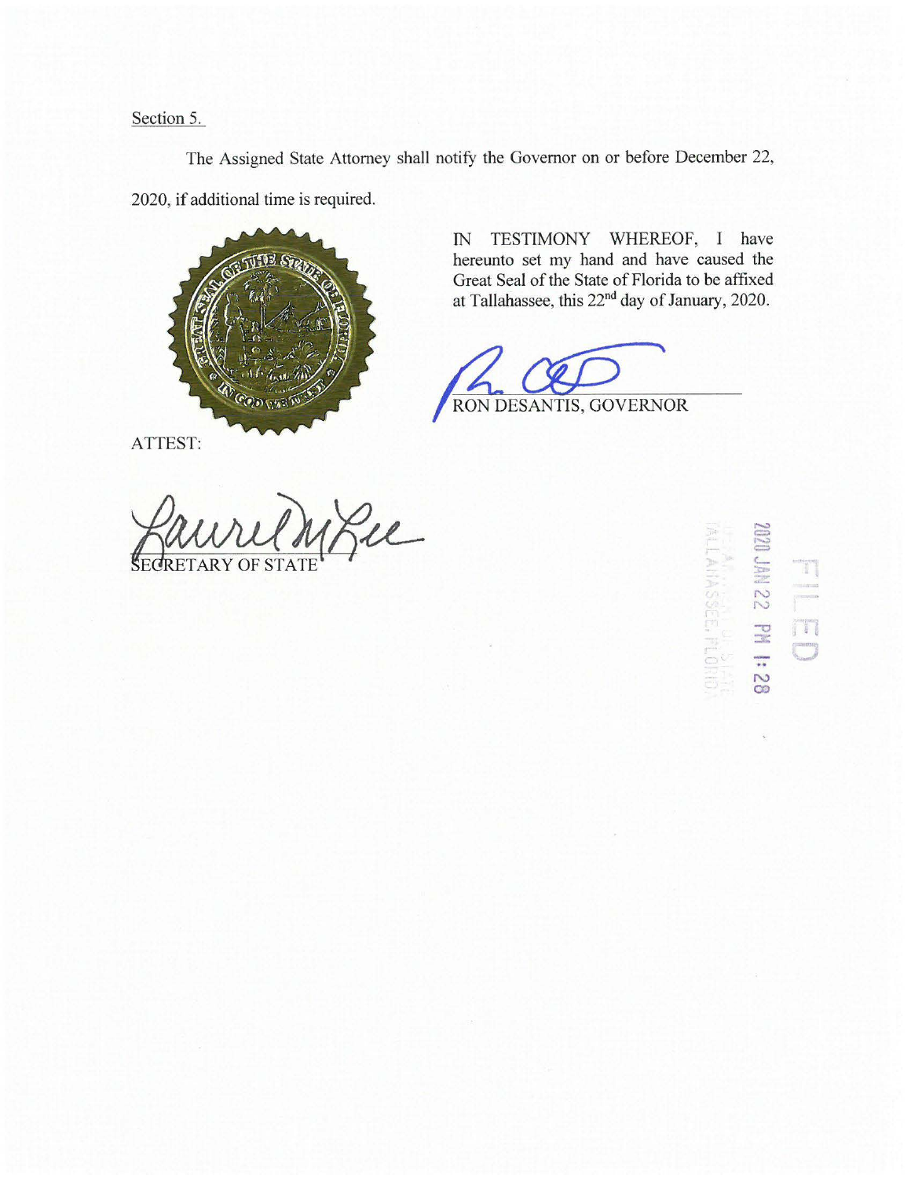Section 5.

The Assigned State Attorney shall notify the Governor on or before December 22, 2020, if additional time is required.

IN TESTIMONY WHEREOF, I have hereunto set my hand and have caused the Great Seal of the State of Florida to be affixed at Tallahassee, this 22nd day of January, 2020.

RON DESANTIS, GOVERNOR

ATTEST:

SECRETARY OF STATE

FILED

2020 JAN 22 PM 1:28

DEPARTMENT OF STATE
TALLAHASSEE, FLORIDA